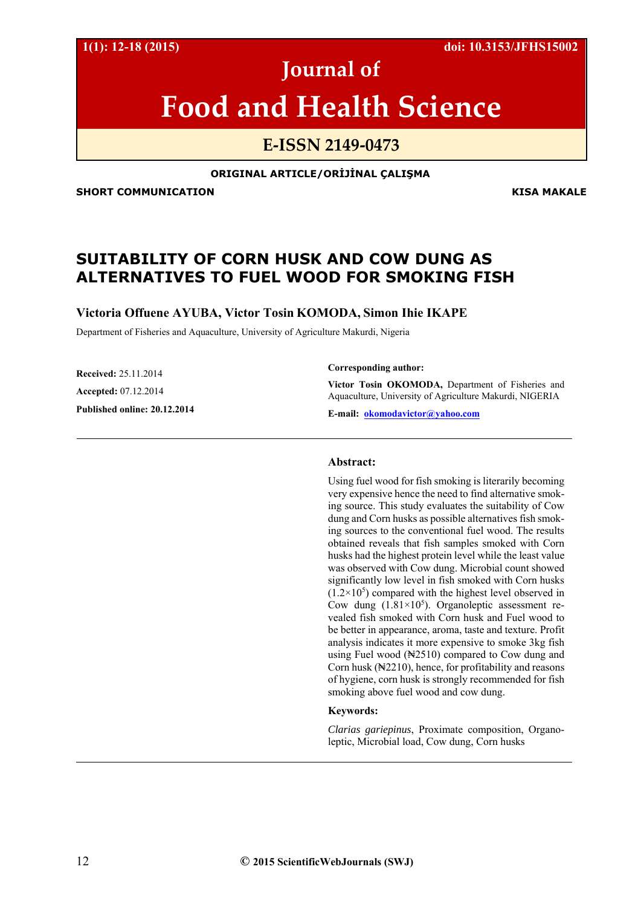# Journal of Food and Health Science

**E-ISSN 2149-0473**

1(1): 12-18 (2015) doi: 10.3153/JFHS15002

**ORIGINAL ARTICLE/ORİJİNAL ÇALIŞMA**

**SHORT COMMUNICATION** **KISA MAKALE**

## SUITABILITY OF CORN HUSK AND COW DUNG AS ALTERNATIVES TO FUEL WOOD FOR SMOKING FISH

**Victoria Offuene AYUBA, Victor Tosin KOMODA, Simon Ihie IKAPE**

Department of Fisheries and Aquaculture, University of Agriculture Makurdi, Nigeria

**Received:** 25.11.2014

**Accepted:** 07.12.2014

**Published online: 20.12.2014**

**Corresponding author:**

**Victor Tosin OKOMODA,** Department of Fisheries and Aquaculture, University of Agriculture Makurdi, NIGERIA

**E-mail:** okomodavictor@yahoo.com

### Abstract:

Using fuel wood for fish smoking is literarily becoming very expensive hence the need to find alternative smoking source. This study evaluates the suitability of Cow dung and Corn husks as possible alternatives fish smoking sources to the conventional fuel wood. The results obtained reveals that fish samples smoked with Corn husks had the highest protein level while the least value was observed with Cow dung. Microbial count showed significantly low level in fish smoked with Corn husks ($1.2\times10^5$) compared with the highest level observed in Cow dung ($1.81\times10^5$). Organoleptic assessment revealed fish smoked with Corn husk and Fuel wood to be better in appearance, aroma, taste and texture. Profit analysis indicates it more expensive to smoke 3kg fish using Fuel wood (₦2510) compared to Cow dung and Corn husk (₦2210), hence, for profitability and reasons of hygiene, corn husk is strongly recommended for fish smoking above fuel wood and cow dung.

### Keywords:

*Clarias gariepinus*, Proximate composition, Organoleptic, Microbial load, Cow dung, Corn husks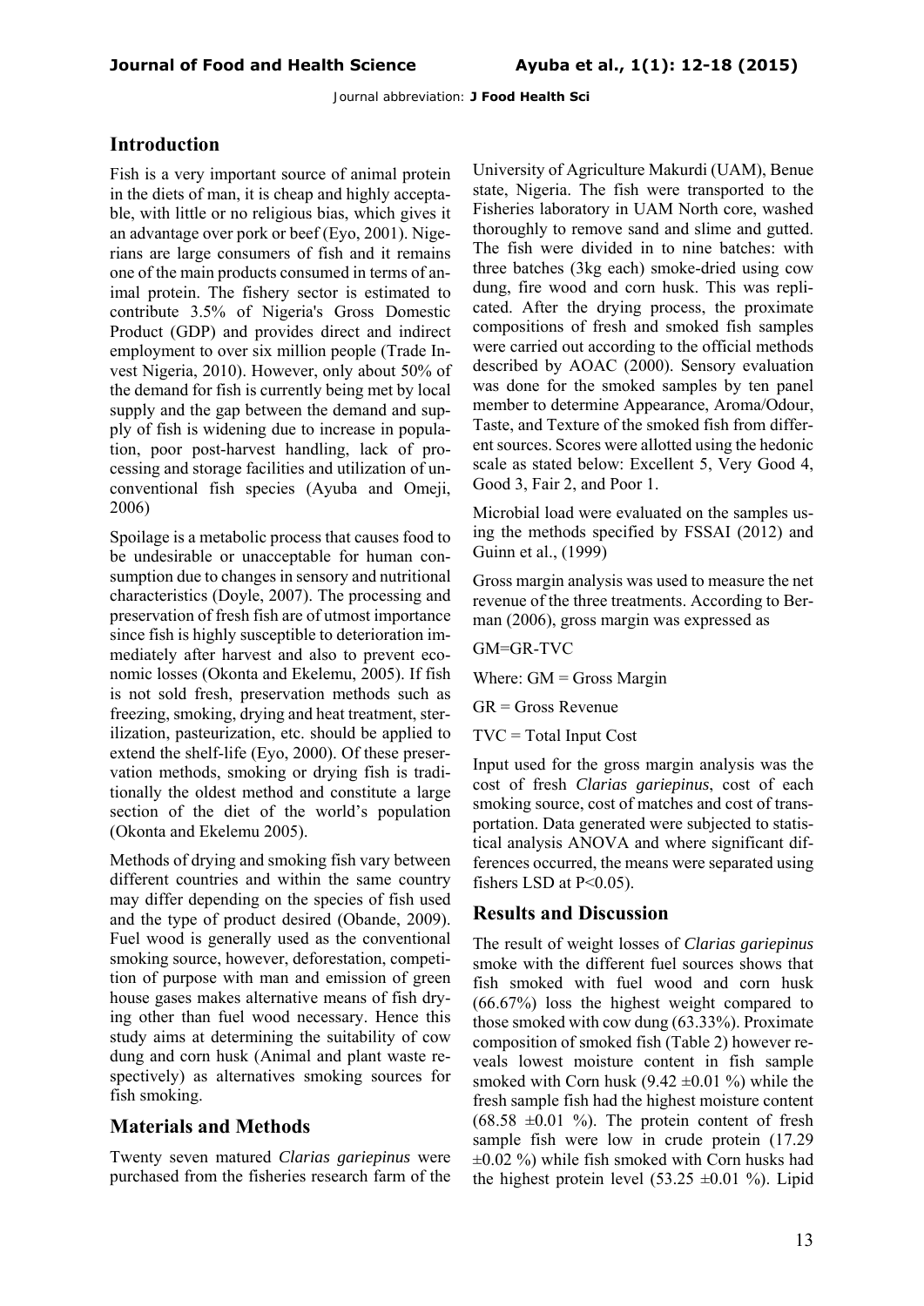## Introduction

Fish is a very important source of animal protein in the diets of man, it is cheap and highly acceptable, with little or no religious bias, which gives it an advantage over pork or beef (Eyo, 2001). Nigerians are large consumers of fish and it remains one of the main products consumed in terms of animal protein. The fishery sector is estimated to contribute 3.5% of Nigeria's Gross Domestic Product (GDP) and provides direct and indirect employment to over six million people (Trade Invest Nigeria, 2010). However, only about 50% of the demand for fish is currently being met by local supply and the gap between the demand and supply of fish is widening due to increase in population, poor post-harvest handling, lack of processing and storage facilities and utilization of unconventional fish species (Ayuba and Omeji, 2006)

Spoilage is a metabolic process that causes food to be undesirable or unacceptable for human consumption due to changes in sensory and nutritional characteristics (Doyle, 2007). The processing and preservation of fresh fish are of utmost importance since fish is highly susceptible to deterioration immediately after harvest and also to prevent economic losses (Okonta and Ekelemu, 2005). If fish is not sold fresh, preservation methods such as freezing, smoking, drying and heat treatment, sterilization, pasteurization, etc. should be applied to extend the shelf-life (Eyo, 2000). Of these preservation methods, smoking or drying fish is traditionally the oldest method and constitute a large section of the diet of the world's population (Okonta and Ekelemu 2005).

Methods of drying and smoking fish vary between different countries and within the same country may differ depending on the species of fish used and the type of product desired (Obande, 2009). Fuel wood is generally used as the conventional smoking source, however, deforestation, competition of purpose with man and emission of green house gases makes alternative means of fish drying other than fuel wood necessary. Hence this study aims at determining the suitability of cow dung and corn husk (Animal and plant waste respectively) as alternatives smoking sources for fish smoking.

## Materials and Methods

Twenty seven matured *Clarias gariepinus* were purchased from the fisheries research farm of the University of Agriculture Makurdi (UAM), Benue state, Nigeria. The fish were transported to the Fisheries laboratory in UAM North core, washed thoroughly to remove sand and slime and gutted. The fish were divided in to nine batches: with three batches (3kg each) smoke-dried using cow dung, fire wood and corn husk. This was replicated. After the drying process, the proximate compositions of fresh and smoked fish samples were carried out according to the official methods described by AOAC (2000). Sensory evaluation was done for the smoked samples by ten panel member to determine Appearance, Aroma/Odour, Taste, and Texture of the smoked fish from different sources. Scores were allotted using the hedonic scale as stated below: Excellent 5, Very Good 4, Good 3, Fair 2, and Poor 1.

Microbial load were evaluated on the samples using the methods specified by FSSAI (2012) and Guinn et al., (1999)

Gross margin analysis was used to measure the net revenue of the three treatments. According to Berman (2006), gross margin was expressed as

$$GM = GR - TVC$$

Where: GM = Gross Margin

GR = Gross Revenue

TVC = Total Input Cost

Input used for the gross margin analysis was the cost of fresh *Clarias gariepinus*, cost of each smoking source, cost of matches and cost of transportation. Data generated were subjected to statistical analysis ANOVA and where significant differences occurred, the means were separated using fishers LSD at $P<0.05$).

## Results and Discussion

The result of weight losses of *Clarias gariepinus* smoke with the different fuel sources shows that fish smoked with fuel wood and corn husk (66.67%) loss the highest weight compared to those smoked with cow dung (63.33%). Proximate composition of smoked fish (Table 2) however reveals lowest moisture content in fish sample smoked with Corn husk ($9.42 \pm 0.01$ %) while the fresh sample fish had the highest moisture content ($68.58 \pm 0.01$ %). The protein content of fresh sample fish were low in crude protein ($17.29 \pm 0.02$ %) while fish smoked with Corn husks had the highest protein level ($53.25 \pm 0.01$ %). Lipid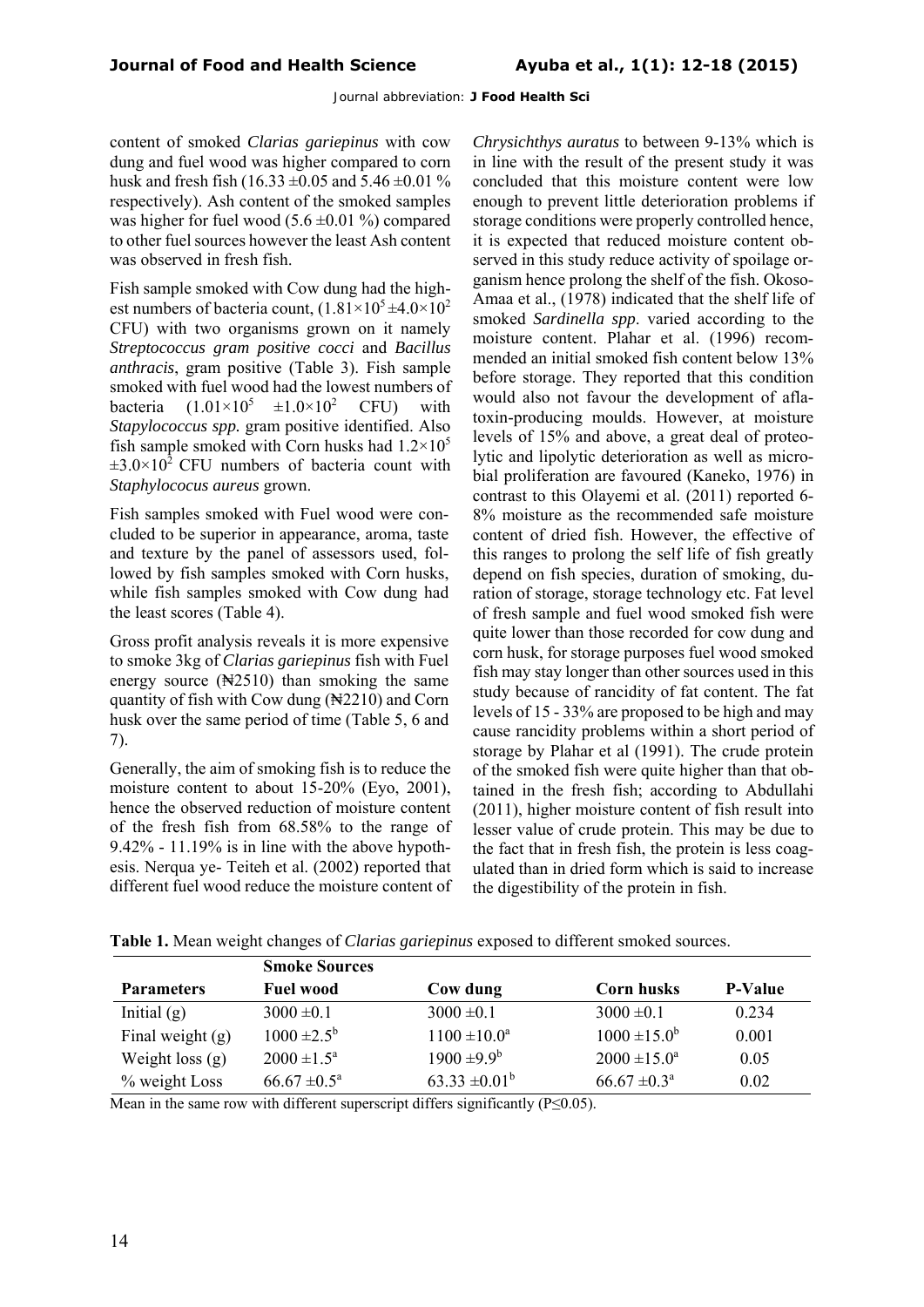content of smoked *Clarias gariepinus* with cow dung and fuel wood was higher compared to corn husk and fresh fish (16.33 ±0.05 and 5.46 ±0.01 % respectively). Ash content of the smoked samples was higher for fuel wood (5.6 ±0.01 %) compared to other fuel sources however the least Ash content was observed in fresh fish.

Fish sample smoked with Cow dung had the highest numbers of bacteria count, ($1.81\times10^5 \pm 4.0\times10^2$ CFU) with two organisms grown on it namely *Streptococcus gram positive cocci* and *Bacillus anthracis*, gram positive (Table 3). Fish sample smoked with fuel wood had the lowest numbers of bacteria ($1.01\times10^5$ $\pm1.0\times10^2$ CFU) with *Stapylococcus spp.* gram positive identified. Also fish sample smoked with Corn husks had $1.2\times10^5$ $\pm3.0\times10^2$ CFU numbers of bacteria count with *Staphylococus aureus* grown.

Fish samples smoked with Fuel wood were concluded to be superior in appearance, aroma, taste and texture by the panel of assessors used, followed by fish samples smoked with Corn husks, while fish samples smoked with Cow dung had the least scores (Table 4).

Gross profit analysis reveals it is more expensive to smoke 3kg of *Clarias gariepinus* fish with Fuel energy source (₦2510) than smoking the same quantity of fish with Cow dung (₦2210) and Corn husk over the same period of time (Table 5, 6 and 7).

Generally, the aim of smoking fish is to reduce the moisture content to about 15-20% (Eyo, 2001), hence the observed reduction of moisture content of the fresh fish from 68.58% to the range of 9.42% - 11.19% is in line with the above hypothesis. Nerqua ye- Teiteh et al. (2002) reported that different fuel wood reduce the moisture content of *Chrysichthys auratus* to between 9-13% which is in line with the result of the present study it was concluded that this moisture content were low enough to prevent little deterioration problems if storage conditions were properly controlled hence, it is expected that reduced moisture content observed in this study reduce activity of spoilage organism hence prolong the shelf of the fish. Okoso-Amaa et al., (1978) indicated that the shelf life of smoked *Sardinella spp*. varied according to the moisture content. Plahar et al. (1996) recommended an initial smoked fish content below 13% before storage. They reported that this condition would also not favour the development of aflatoxin-producing moulds. However, at moisture levels of 15% and above, a great deal of proteolytic and lipolytic deterioration as well as microbial proliferation are favoured (Kaneko, 1976) in contrast to this Olayemi et al. (2011) reported 6-8% moisture as the recommended safe moisture content of dried fish. However, the effective of this ranges to prolong the self life of fish greatly depend on fish species, duration of smoking, duration of storage, storage technology etc. Fat level of fresh sample and fuel wood smoked fish were quite lower than those recorded for cow dung and corn husk, for storage purposes fuel wood smoked fish may stay longer than other sources used in this study because of rancidity of fat content. The fat levels of 15 - 33% are proposed to be high and may cause rancidity problems within a short period of storage by Plahar et al (1991). The crude protein of the smoked fish were quite higher than that obtained in the fresh fish; according to Abdullahi (2011), higher moisture content of fish result into lesser value of crude protein. This may be due to the fact that in fresh fish, the protein is less coagulated than in dried form which is said to increase the digestibility of the protein in fish.

**Table 1.** Mean weight changes of *Clarias gariepinus* exposed to different smoked sources.

| | **Smoke Sources** | | | |
|---|---|---|---|---|
| **Parameters** | **Fuel wood** | **Cow dung** | **Corn husks** | **P-Value** |
| Initial (g) | 3000 ±0.1 | 3000 ±0.1 | 3000 ±0.1 | 0.234 |
| Final weight (g) | $1000 \pm 2.5^b$ | $1100 \pm 10.0^a$ | $1000 \pm 15.0^b$ | 0.001 |
| Weight loss (g) | $2000 \pm 1.5^a$ | $1900 \pm 9.9^b$ | $2000 \pm 15.0^a$ | 0.05 |
| % weight Loss | $66.67 \pm 0.5^a$ | $63.33 \pm 0.01^b$ | $66.67 \pm 0.3^a$ | 0.02 |

Mean in the same row with different superscript differs significantly ($P\leq0.05$).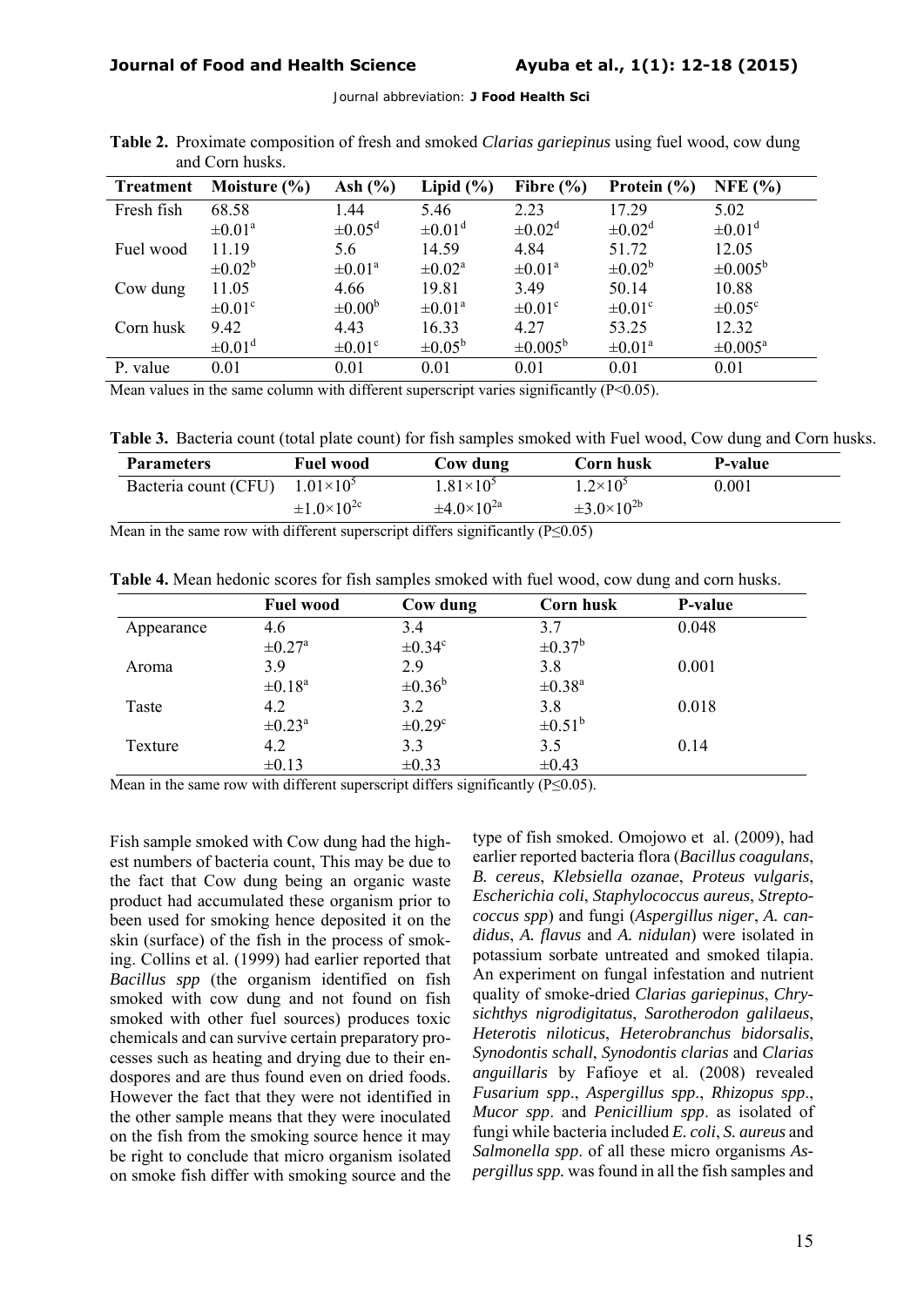**Table 2.** Proximate composition of fresh and smoked *Clarias gariepinus* using fuel wood, cow dung and Corn husks.

| Treatment | Moisture (%) | Ash (%) | Lipid (%) | Fibre (%) | Protein (%) | NFE (%) |
|---|---|---|---|---|---|---|
| Fresh fish | 68.58 $\pm 0.01^a$ | 1.44 $\pm 0.05^d$ | 5.46 $\pm 0.01^d$ | 2.23 $\pm 0.02^d$ | 17.29 $\pm 0.02^d$ | 5.02 $\pm 0.01^d$ |
| Fuel wood | 11.19 $\pm 0.02^b$ | 5.6 $\pm 0.01^a$ | 14.59 $\pm 0.02^a$ | 4.84 $\pm 0.01^a$ | 51.72 $\pm 0.02^b$ | 12.05 $\pm 0.005^b$ |
| Cow dung | 11.05 $\pm 0.01^c$ | 4.66 $\pm 0.00^b$ | 19.81 $\pm 0.01^a$ | 3.49 $\pm 0.01^c$ | 50.14 $\pm 0.01^c$ | 10.88 $\pm 0.05^c$ |
| Corn husk | 9.42 $\pm 0.01^d$ | 4.43 $\pm 0.01^c$ | 16.33 $\pm 0.05^b$ | 4.27 $\pm 0.005^b$ | 53.25 $\pm 0.01^a$ | 12.32 $\pm 0.005^a$ |
| P. value | 0.01 | 0.01 | 0.01 | 0.01 | 0.01 | 0.01 |

Mean values in the same column with different superscript varies significantly (P<0.05).

**Table 3.** Bacteria count (total plate count) for fish samples smoked with Fuel wood, Cow dung and Corn husks.

| Parameters | Fuel wood | Cow dung | Corn husk | P-value |
|---|---|---|---|---|
| Bacteria count (CFU) | $1.01\times10^5$ $\pm 1.0\times10^{2c}$ | $1.81\times10^5$ $\pm 4.0\times10^{2a}$ | $1.2\times10^5$ $\pm 3.0\times10^{2b}$ | 0.001 |

Mean in the same row with different superscript differs significantly (P≤0.05)

**Table 4.** Mean hedonic scores for fish samples smoked with fuel wood, cow dung and corn husks.

| | Fuel wood | Cow dung | Corn husk | P-value |
|---|---|---|---|---|
| Appearance | 4.6 $\pm 0.27^a$ | 3.4 $\pm 0.34^c$ | 3.7 $\pm 0.37^b$ | 0.048 |
| Aroma | 3.9 $\pm 0.18^a$ | 2.9 $\pm 0.36^b$ | 3.8 $\pm 0.38^a$ | 0.001 |
| Taste | 4.2 $\pm 0.23^a$ | 3.2 $\pm 0.29^c$ | 3.8 $\pm 0.51^b$ | 0.018 |
| Texture | 4.2 $\pm 0.13$ | 3.3 $\pm 0.33$ | 3.5 $\pm 0.43$ | 0.14 |

Mean in the same row with different superscript differs significantly (P≤0.05).

Fish sample smoked with Cow dung had the highest numbers of bacteria count, This may be due to the fact that Cow dung being an organic waste product had accumulated these organism prior to been used for smoking hence deposited it on the skin (surface) of the fish in the process of smoking. Collins et al. (1999) had earlier reported that *Bacillus spp* (the organism identified on fish smoked with cow dung and not found on fish smoked with other fuel sources) produces toxic chemicals and can survive certain preparatory processes such as heating and drying due to their endospores and are thus found even on dried foods. However the fact that they were not identified in the other sample means that they were inoculated on the fish from the smoking source hence it may be right to conclude that micro organism isolated on smoke fish differ with smoking source and the type of fish smoked. Omojowo et al. (2009), had earlier reported bacteria flora (*Bacillus coagulans*, *B. cereus*, *Klebsiella ozanae*, *Proteus vulgaris*, *Escherichia coli*, *Staphylococcus aureus*, *Streptococcus spp*) and fungi (*Aspergillus niger*, *A. candidus*, *A. flavus* and *A. nidulan*) were isolated in potassium sorbate untreated and smoked tilapia. An experiment on fungal infestation and nutrient quality of smoke-dried *Clarias gariepinus*, *Chrysichthys nigrodigitatus*, *Sarotherodon galilaeus*, *Heterotis niloticus*, *Heterobranchus bidorsalis*, *Synodontis schall*, *Synodontis clarias* and *Clarias anguillaris* by Fafioye et al. (2008) revealed *Fusarium spp*., *Aspergillus spp*., *Rhizopus spp*., *Mucor spp*. and *Penicillium spp*. as isolated of fungi while bacteria included *E. coli*, *S. aureus* and *Salmonella spp*. of all these micro organisms *Aspergillus spp.* was found in all the fish samples and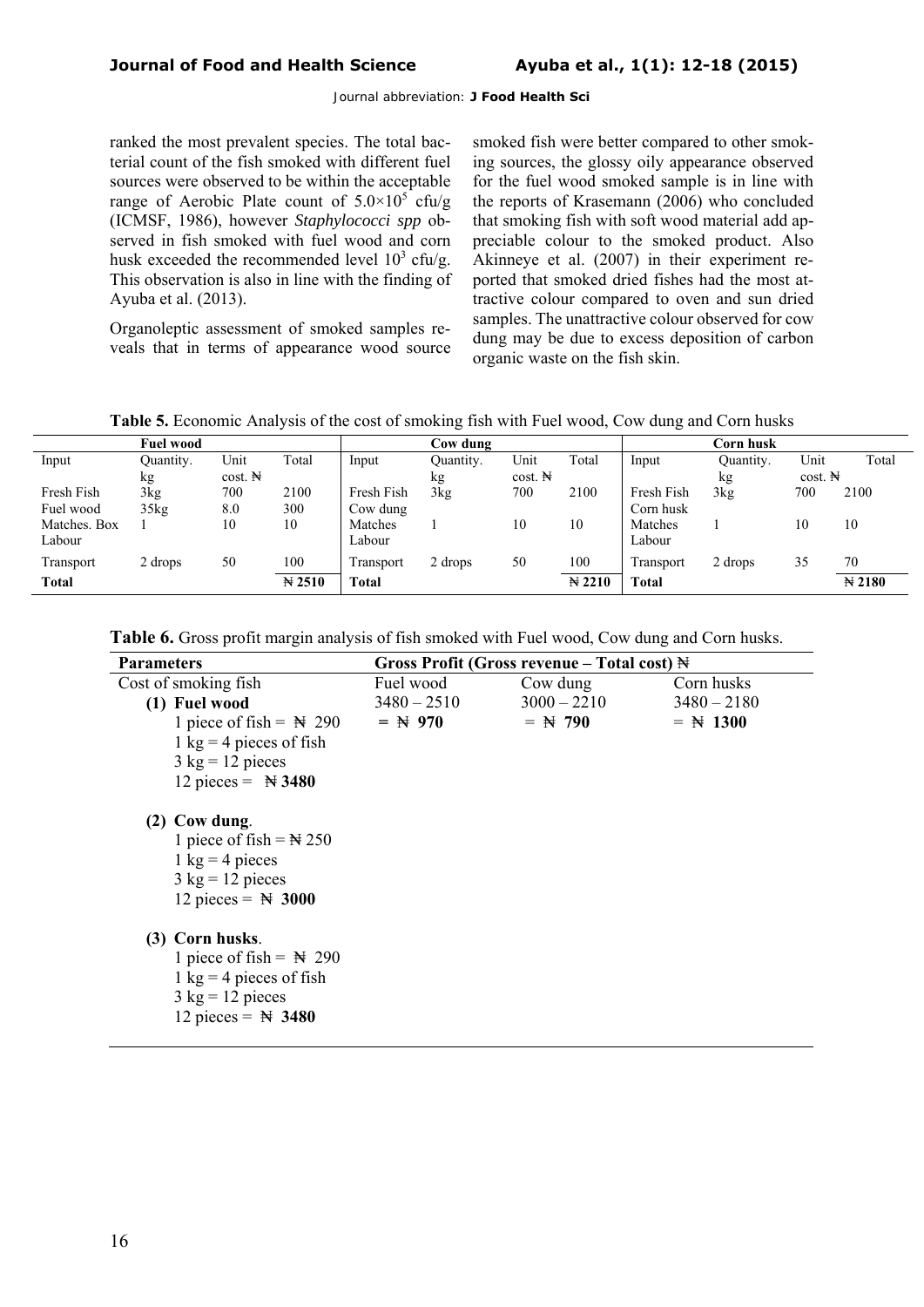ranked the most prevalent species. The total bacterial count of the fish smoked with different fuel sources were observed to be within the acceptable range of Aerobic Plate count of $5.0 \times 10^5$ cfu/g (ICMSF, 1986), however *Staphylococci spp* observed in fish smoked with fuel wood and corn husk exceeded the recommended level $10^3$ cfu/g. This observation is also in line with the finding of Ayuba et al. (2013).

Organoleptic assessment of smoked samples reveals that in terms of appearance wood source smoked fish were better compared to other smoking sources, the glossy oily appearance observed for the fuel wood smoked sample is in line with the reports of Krasemann (2006) who concluded that smoking fish with soft wood material add appreciable colour to the smoked product. Also Akinneye et al. (2007) in their experiment reported that smoked dried fishes had the most attractive colour compared to oven and sun dried samples. The unattractive colour observed for cow dung may be due to excess deposition of carbon organic waste on the fish skin.

**Table 5.** Economic Analysis of the cost of smoking fish with Fuel wood, Cow dung and Corn husks

| **Fuel wood** | | | | **Cow dung** | | | | **Corn husk** | | | |
|---|---|---|---|---|---|---|---|---|---|---|---|
| Input | Quantity. kg | Unit cost. ₦ | Total | Input | Quantity. kg | Unit cost. ₦ | Total | Input | Quantity. kg | Unit cost. ₦ | Total |
| Fresh Fish | 3kg | 700 | 2100 | Fresh Fish | 3kg | 700 | 2100 | Fresh Fish | 3kg | 700 | 2100 |
| Fuel wood | 35kg | 8.0 | 300 | Cow dung | | | | Corn husk | | | |
| Matches. Box | 1 | 10 | 10 | Matches | 1 | 10 | 10 | Matches | 1 | 10 | 10 |
| Labour | | | | Labour | | | | Labour | | | |
| Transport | 2 drops | 50 | 100 | Transport | 2 drops | 50 | 100 | Transport | 2 drops | 35 | 70 |
| **Total** | | | **₦ 2510** | **Total** | | | **₦ 2210** | **Total** | | | **₦ 2180** |

**Table 6.** Gross profit margin analysis of fish smoked with Fuel wood, Cow dung and Corn husks.

| **Parameters** | **Gross Profit (Gross revenue – Total cost) ₦** | | |
|---|---|---|---|
| Cost of smoking fish | Fuel wood | Cow dung | Corn husks |
| **(1) Fuel wood**<br>1 piece of fish = ₦ 290<br>1 kg = 4 pieces of fish<br>3 kg = 12 pieces<br>12 pieces = **₦ 3480** | 3480 – 2510<br>= **₦ 970** | 3000 – 2210<br>= **₦ 790** | 3480 – 2180<br>= **₦ 1300** |
| **(2) Cow dung**.<br>1 piece of fish = ₦ 250<br>1 kg = 4 pieces<br>3 kg = 12 pieces<br>12 pieces = **₦ 3000** | | | |
| **(3) Corn husks**.<br>1 piece of fish = ₦ 290<br>1 kg = 4 pieces of fish<br>3 kg = 12 pieces<br>12 pieces = **₦ 3480** | | | |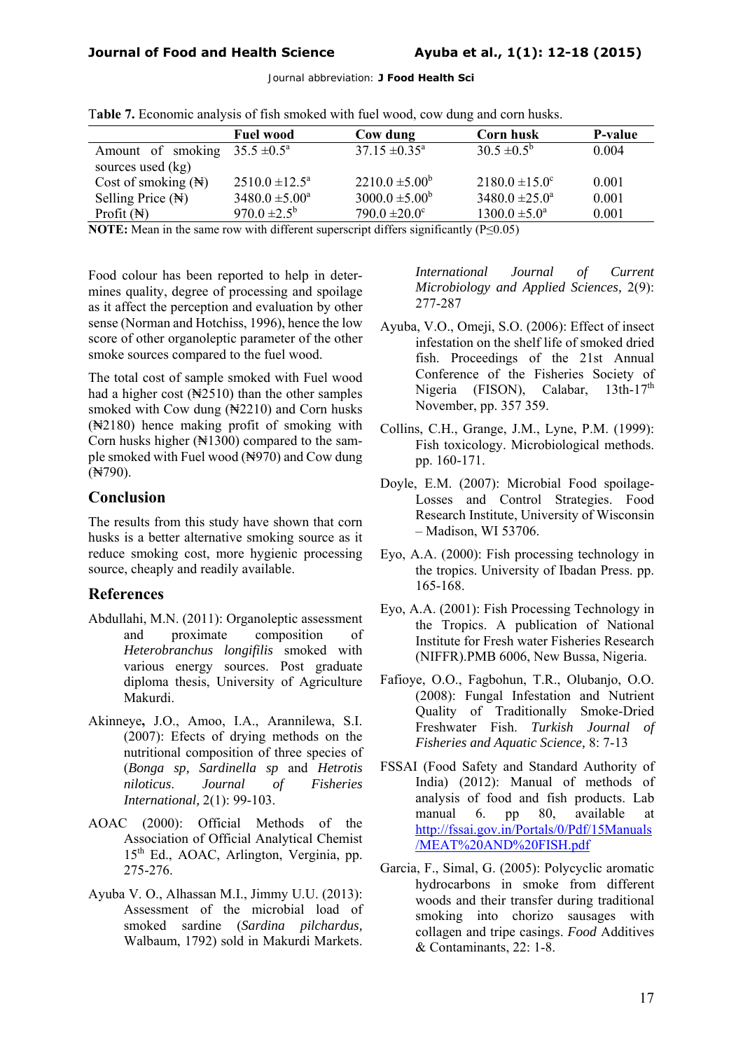**Table 7.** Economic analysis of fish smoked with fuel wood, cow dung and corn husks.

| | Fuel wood | Cow dung | Corn husk | P-value |
|---|---|---|---|---|
| Amount of smoking sources used (kg) | 35.5 ±0.5$^{a}$ | 37.15 ±0.35$^{a}$ | 30.5 ±0.5$^{b}$ | 0.004 |
| Cost of smoking (₦) | 2510.0 ±12.5$^{a}$ | 2210.0 ±5.00$^{b}$ | 2180.0 ±15.0$^{c}$ | 0.001 |
| Selling Price (₦) | 3480.0 ±5.00$^{a}$ | 3000.0 ±5.00$^{b}$ | 3480.0 ±25.0$^{a}$ | 0.001 |
| Profit (₦) | 970.0 ±2.5$^{b}$ | 790.0 ±20.0$^{c}$ | 1300.0 ±5.0$^{a}$ | 0.001 |

**NOTE:** Mean in the same row with different superscript differs significantly ($P \leq 0.05$)

Food colour has been reported to help in determines quality, degree of processing and spoilage as it affect the perception and evaluation by other sense (Norman and Hotchiss, 1996), hence the low score of other organoleptic parameter of the other smoke sources compared to the fuel wood.

The total cost of sample smoked with Fuel wood had a higher cost (₦2510) than the other samples smoked with Cow dung (₦2210) and Corn husks (₦2180) hence making profit of smoking with Corn husks higher (₦1300) compared to the sample smoked with Fuel wood (₦970) and Cow dung (₦790).

## Conclusion

The results from this study have shown that corn husks is a better alternative smoking source as it reduce smoking cost, more hygienic processing source, cheaply and readily available.

## References

Abdullahi, M.N. (2011): Organoleptic assessment and proximate composition of *Heterobranchus longifilis* smoked with various energy sources. Post graduate diploma thesis, University of Agriculture Makurdi.

Akinneye, J.O., Amoo, I.A., Arannilewa, S.I. (2007): Efects of drying methods on the nutritional composition of three species of (*Bonga sp, Sardinella sp* and *Hetrotis niloticus*. *Journal of Fisheries International,* 2(1): 99-103.

AOAC (2000): Official Methods of the Association of Official Analytical Chemist 15th Ed., AOAC, Arlington, Verginia, pp. 275-276.

Ayuba V. O., Alhassan M.I., Jimmy U.U. (2013): Assessment of the microbial load of smoked sardine (*Sardina pilchardus,* Walbaum, 1792) sold in Makurdi Markets. *International Journal of Current Microbiology and Applied Sciences,* 2(9): 277-287

Ayuba, V.O., Omeji, S.O. (2006): Effect of insect infestation on the shelf life of smoked dried fish. Proceedings of the 21st Annual Conference of the Fisheries Society of Nigeria (FISON), Calabar, 13th-17th November, pp. 357 359.

Collins, C.H., Grange, J.M., Lyne, P.M. (1999): Fish toxicology. Microbiological methods. pp. 160-171.

Doyle, E.M. (2007): Microbial Food spoilage-Losses and Control Strategies. Food Research Institute, University of Wisconsin – Madison, WI 53706.

Eyo, A.A. (2000): Fish processing technology in the tropics. University of Ibadan Press. pp. 165-168.

Eyo, A.A. (2001): Fish Processing Technology in the Tropics. A publication of National Institute for Fresh water Fisheries Research (NIFFR).PMB 6006, New Bussa, Nigeria.

Fafioye, O.O., Fagbohun, T.R., Olubanjo, O.O. (2008): Fungal Infestation and Nutrient Quality of Traditionally Smoke-Dried Freshwater Fish. *Turkish Journal of Fisheries and Aquatic Science,* 8: 7-13

FSSAI (Food Safety and Standard Authority of India) (2012): Manual of methods of analysis of food and fish products. Lab manual 6. pp 80, available at http://fssai.gov.in/Portals/0/Pdf/15Manuals/MEAT%20AND%20FISH.pdf

Garcia, F., Simal, G. (2005): Polycyclic aromatic hydrocarbons in smoke from different woods and their transfer during traditional smoking into chorizo sausages with collagen and tripe casings. *Food* Additives & Contaminants, 22: 1-8.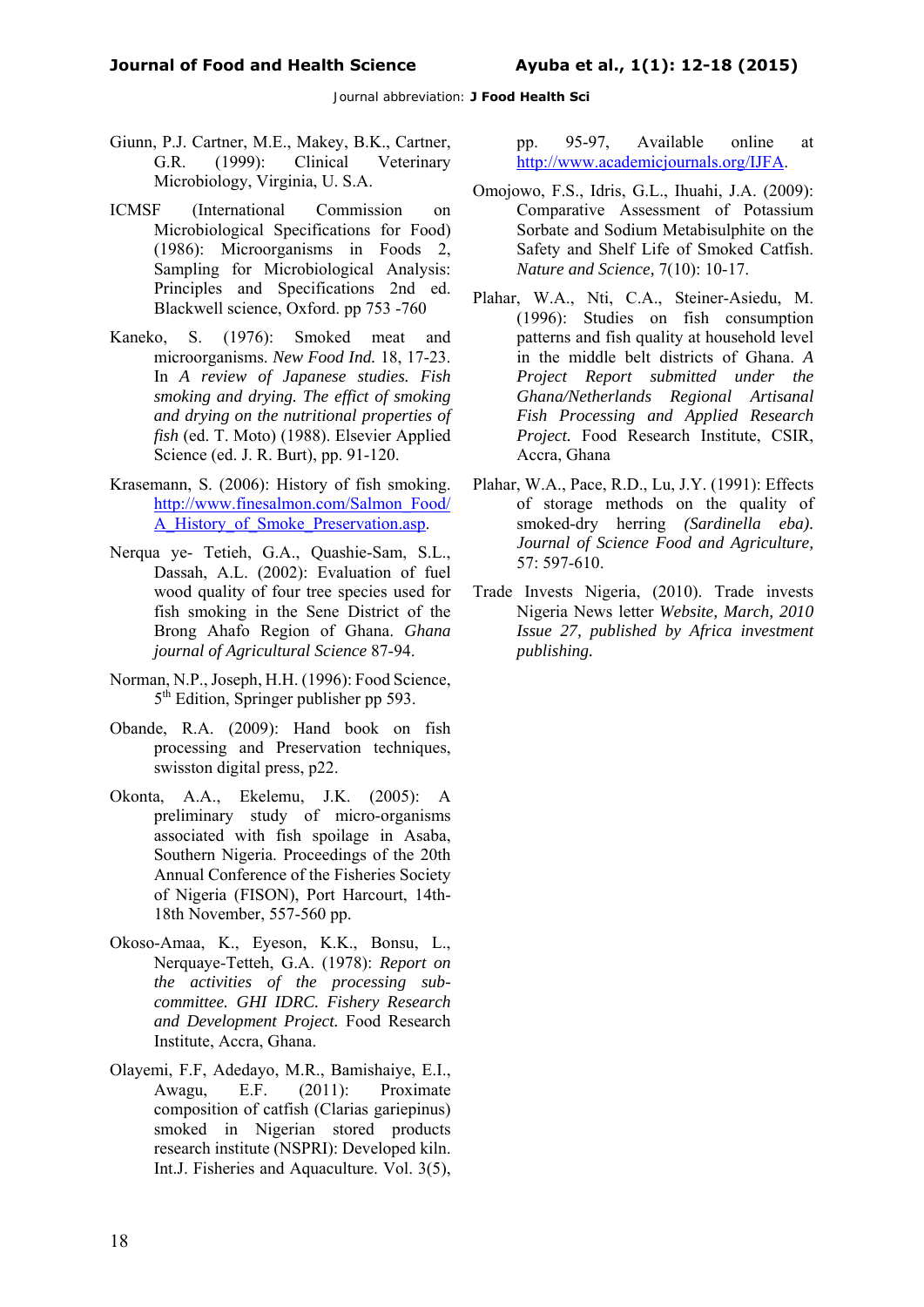Giunn, P.J. Cartner, M.E., Makey, B.K., Cartner, G.R. (1999): Clinical Veterinary Microbiology, Virginia, U. S.A.

ICMSF (International Commission on Microbiological Specifications for Food) (1986): Microorganisms in Foods 2, Sampling for Microbiological Analysis: Principles and Specifications 2nd ed. Blackwell science, Oxford. pp 753 -760

Kaneko, S. (1976): Smoked meat and microorganisms. *New Food Ind.* 18, 17-23. In *A review of Japanese studies. Fish smoking and drying. The effict of smoking and drying on the nutritional properties of fish* (ed. T. Moto) (1988). Elsevier Applied Science (ed. J. R. Burt), pp. 91-120.

Krasemann, S. (2006): History of fish smoking. http://www.finesalmon.com/Salmon_Food/A_History_of_Smoke_Preservation.asp.

Nerqua ye- Tetieh, G.A., Quashie-Sam, S.L., Dassah, A.L. (2002): Evaluation of fuel wood quality of four tree species used for fish smoking in the Sene District of the Brong Ahafo Region of Ghana. *Ghana journal of Agricultural Science* 87-94.

Norman, N.P., Joseph, H.H. (1996): Food Science, 5th Edition, Springer publisher pp 593.

Obande, R.A. (2009): Hand book on fish processing and Preservation techniques, swisston digital press, p22.

Okonta, A.A., Ekelemu, J.K. (2005): A preliminary study of micro-organisms associated with fish spoilage in Asaba, Southern Nigeria. Proceedings of the 20th Annual Conference of the Fisheries Society of Nigeria (FISON), Port Harcourt, 14th-18th November, 557-560 pp.

Okoso-Amaa, K., Eyeson, K.K., Bonsu, L., Nerquaye-Tetteh, G.A. (1978): *Report on the activities of the processing sub-committee. GHI IDRC. Fishery Research and Development Project.* Food Research Institute, Accra, Ghana.

Olayemi, F.F, Adedayo, M.R., Bamishaiye, E.I., Awagu, E.F. (2011): Proximate composition of catfish (Clarias gariepinus) smoked in Nigerian stored products research institute (NSPRI): Developed kiln. Int.J. Fisheries and Aquaculture. Vol. 3(5), pp. 95-97, Available online at http://www.academicjournals.org/IJFA.

Omojowo, F.S., Idris, G.L., Ihuahi, J.A. (2009): Comparative Assessment of Potassium Sorbate and Sodium Metabisulphite on the Safety and Shelf Life of Smoked Catfish. *Nature and Science*, 7(10): 10-17.

Plahar, W.A., Nti, C.A., Steiner-Asiedu, M. (1996): Studies on fish consumption patterns and fish quality at household level in the middle belt districts of Ghana. *A Project Report submitted under the Ghana/Netherlands Regional Artisanal Fish Processing and Applied Research Project.* Food Research Institute, CSIR, Accra, Ghana

Plahar, W.A., Pace, R.D., Lu, J.Y. (1991): Effects of storage methods on the quality of smoked-dry herring *(Sardinella eba). Journal of Science Food and Agriculture,* 57: 597-610.

Trade Invests Nigeria, (2010). Trade invests Nigeria News letter *Website, March, 2010 Issue 27, published by Africa investment publishing.*